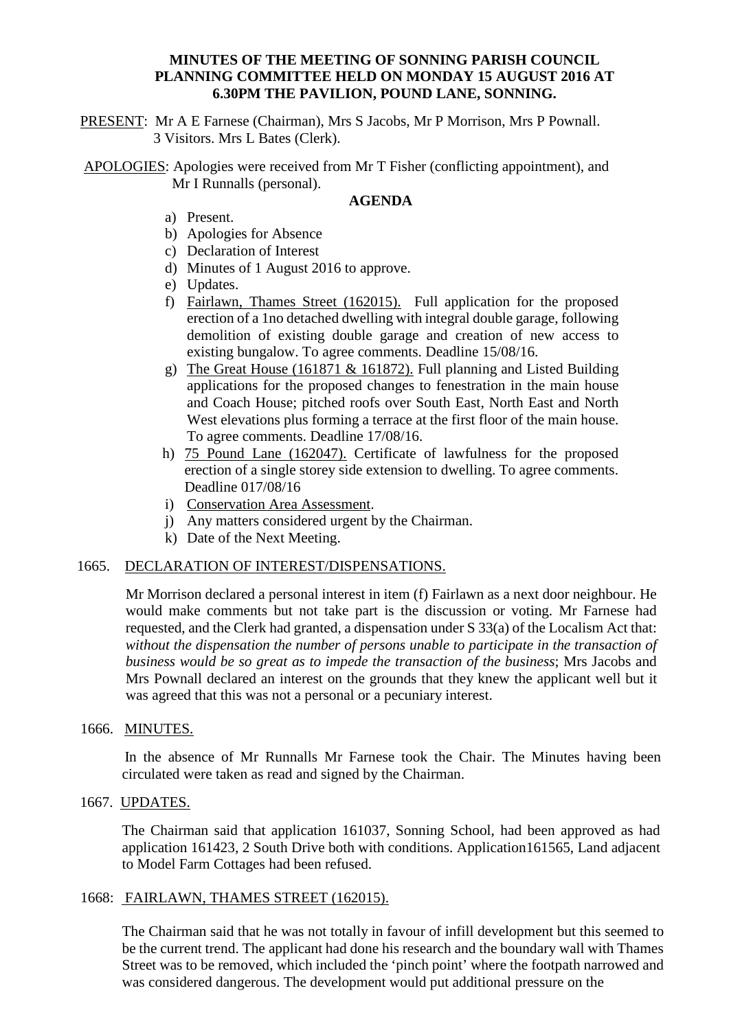**MINUTES OF THE MEETING OF SONNING PARISH COUNCIL PLANNING COMMITTEE HELD ON MONDAY 15 AUGUST 2016 AT 6.30PM THE PAVILION, POUND LANE, SONNING.**

PRESENT: Mr A E Farnese (Chairman), Mrs S Jacobs, Mr P Morrison, Mrs P Pownall. 3 Visitors. Mrs L Bates (Clerk).

APOLOGIES: Apologies were received from Mr T Fisher (conflicting appointment), and Mr I Runnalls (personal).

**AGENDA**

a) Present.
b) Apologies for Absence
c) Declaration of Interest
d) Minutes of 1 August 2016 to approve.
e) Updates.
f) Fairlawn, Thames Street (162015). Full application for the proposed erection of a 1no detached dwelling with integral double garage, following demolition of existing double garage and creation of new access to existing bungalow. To agree comments. Deadline 15/08/16.
g) The Great House (161871 & 161872). Full planning and Listed Building applications for the proposed changes to fenestration in the main house and Coach House; pitched roofs over South East, North East and North West elevations plus forming a terrace at the first floor of the main house. To agree comments. Deadline 17/08/16.
h) 75 Pound Lane (162047). Certificate of lawfulness for the proposed erection of a single storey side extension to dwelling. To agree comments. Deadline 017/08/16
i) Conservation Area Assessment.
j) Any matters considered urgent by the Chairman.
k) Date of the Next Meeting.

1665. DECLARATION OF INTEREST/DISPENSATIONS.

Mr Morrison declared a personal interest in item (f) Fairlawn as a next door neighbour. He would make comments but not take part is the discussion or voting. Mr Farnese had requested, and the Clerk had granted, a dispensation under S 33(a) of the Localism Act that: *without the dispensation the number of persons unable to participate in the transaction of business would be so great as to impede the transaction of the business*; Mrs Jacobs and Mrs Pownall declared an interest on the grounds that they knew the applicant well but it was agreed that this was not a personal or a pecuniary interest.

1666. MINUTES.

In the absence of Mr Runnalls Mr Farnese took the Chair. The Minutes having been circulated were taken as read and signed by the Chairman.

1667. UPDATES.

The Chairman said that application 161037, Sonning School, had been approved as had application 161423, 2 South Drive both with conditions. Application161565, Land adjacent to Model Farm Cottages had been refused.

1668: FAIRLAWN, THAMES STREET (162015).

The Chairman said that he was not totally in favour of infill development but this seemed to be the current trend. The applicant had done his research and the boundary wall with Thames Street was to be removed, which included the 'pinch point' where the footpath narrowed and was considered dangerous. The development would put additional pressure on the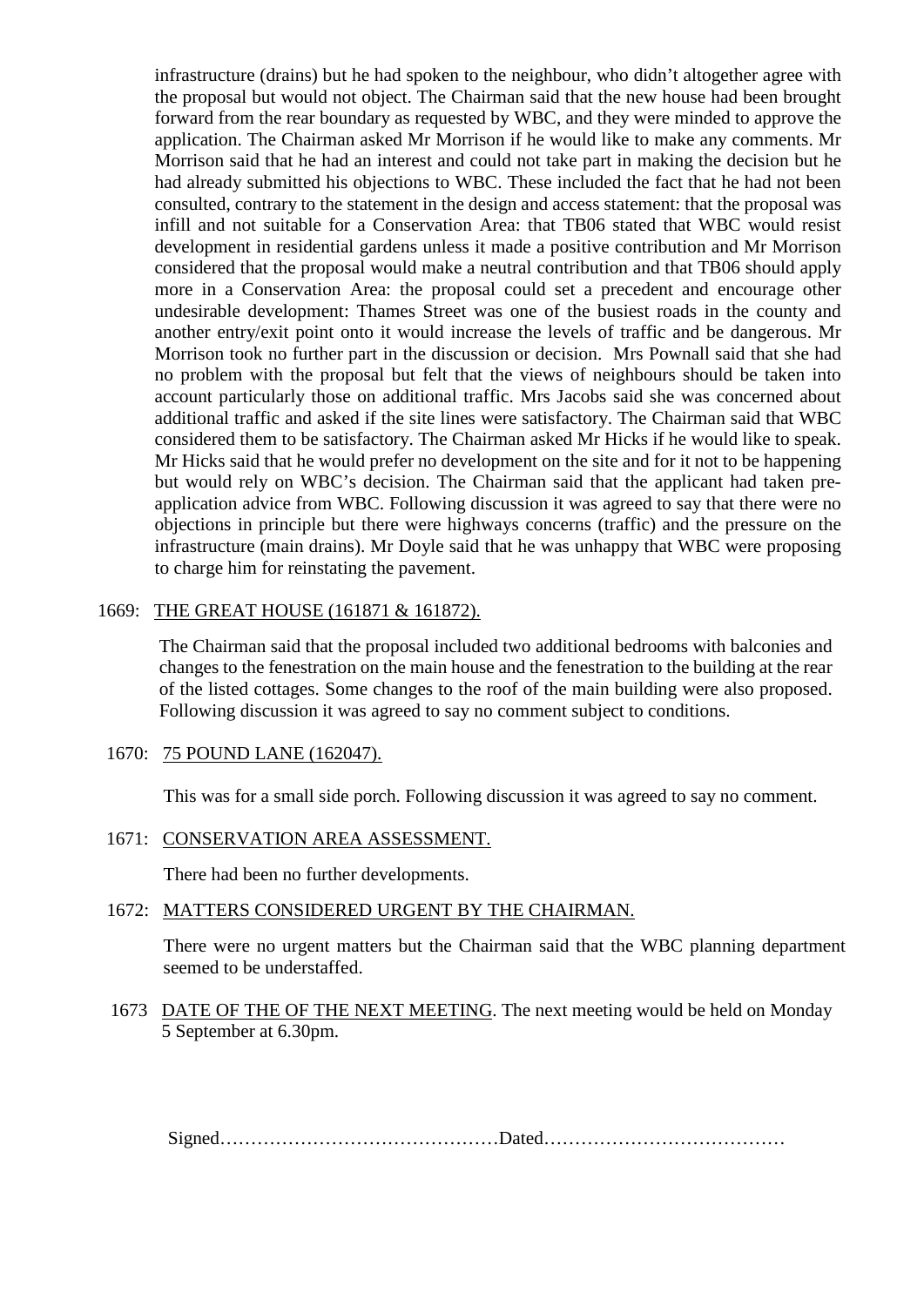infrastructure (drains) but he had spoken to the neighbour, who didn't altogether agree with the proposal but would not object. The Chairman said that the new house had been brought forward from the rear boundary as requested by WBC, and they were minded to approve the application. The Chairman asked Mr Morrison if he would like to make any comments. Mr Morrison said that he had an interest and could not take part in making the decision but he had already submitted his objections to WBC. These included the fact that he had not been consulted, contrary to the statement in the design and access statement: that the proposal was infill and not suitable for a Conservation Area: that TB06 stated that WBC would resist development in residential gardens unless it made a positive contribution and Mr Morrison considered that the proposal would make a neutral contribution and that TB06 should apply more in a Conservation Area: the proposal could set a precedent and encourage other undesirable development: Thames Street was one of the busiest roads in the county and another entry/exit point onto it would increase the levels of traffic and be dangerous. Mr Morrison took no further part in the discussion or decision. Mrs Pownall said that she had no problem with the proposal but felt that the views of neighbours should be taken into account particularly those on additional traffic. Mrs Jacobs said she was concerned about additional traffic and asked if the site lines were satisfactory. The Chairman said that WBC considered them to be satisfactory. The Chairman asked Mr Hicks if he would like to speak. Mr Hicks said that he would prefer no development on the site and for it not to be happening but would rely on WBC's decision. The Chairman said that the applicant had taken pre-application advice from WBC. Following discussion it was agreed to say that there were no objections in principle but there were highways concerns (traffic) and the pressure on the infrastructure (main drains). Mr Doyle said that he was unhappy that WBC were proposing to charge him for reinstating the pavement.

1669: THE GREAT HOUSE (161871 & 161872).

The Chairman said that the proposal included two additional bedrooms with balconies and changes to the fenestration on the main house and the fenestration to the building at the rear of the listed cottages. Some changes to the roof of the main building were also proposed. Following discussion it was agreed to say no comment subject to conditions.

1670: 75 POUND LANE (162047).

This was for a small side porch. Following discussion it was agreed to say no comment.

1671: CONSERVATION AREA ASSESSMENT.

There had been no further developments.

1672: MATTERS CONSIDERED URGENT BY THE CHAIRMAN.

There were no urgent matters but the Chairman said that the WBC planning department seemed to be understaffed.

1673 DATE OF THE OF THE NEXT MEETING. The next meeting would be held on Monday 5 September at 6.30pm.

Signed………………………………………Dated…………………………………